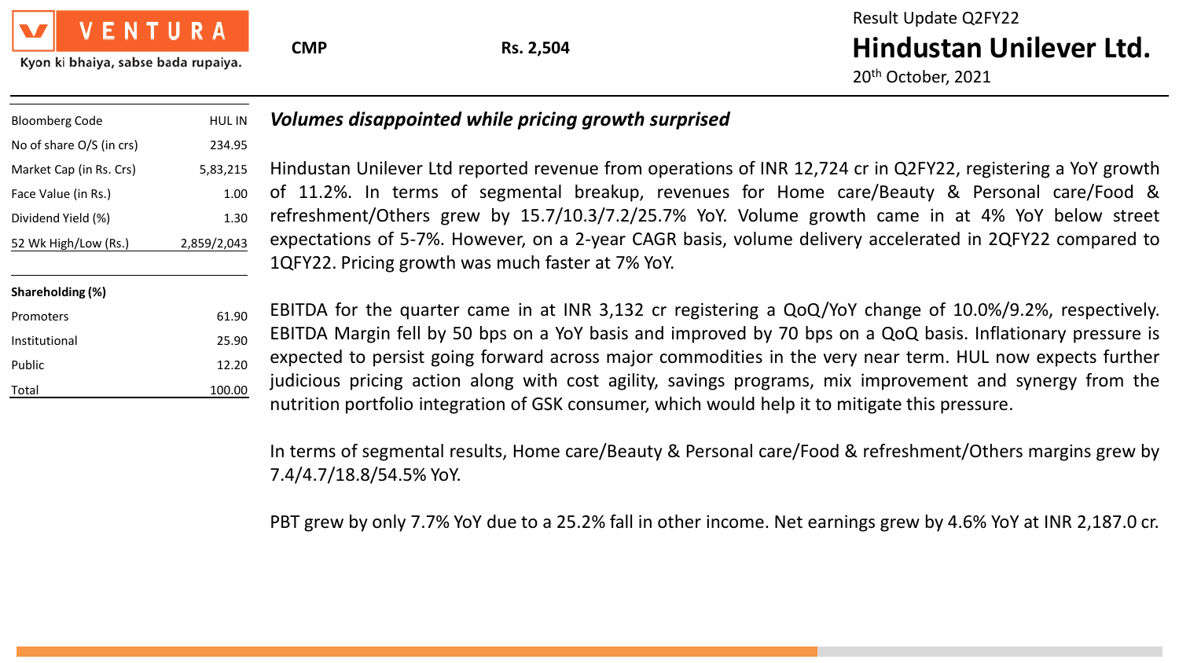VENTURA

Kyon ki bhaiya, sabse bada rupaiya.

**CMP** **Rs. 2,504**

Result Update Q2FY22

# Hindustan Unilever Ltd.

20th October, 2021

| | |
|---|---|
| Bloomberg Code | HUL IN |
| No of share O/S (in crs) | 234.95 |
| Market Cap (in Rs. Crs) | 5,83,215 |
| Face Value (in Rs.) | 1.00 |
| Dividend Yield (%) | 1.30 |
| 52 Wk High/Low (Rs.) | 2,859/2,043 |

| **Shareholding (%)** | |
|---|---|
| Promoters | 61.90 |
| Institutional | 25.90 |
| Public | 12.20 |
| Total | 100.00 |

## *Volumes disappointed while pricing growth surprised*

Hindustan Unilever Ltd reported revenue from operations of INR 12,724 cr in Q2FY22, registering a YoY growth of 11.2%. In terms of segmental breakup, revenues for Home care/Beauty & Personal care/Food & refreshment/Others grew by 15.7/10.3/7.2/25.7% YoY. Volume growth came in at 4% YoY below street expectations of 5-7%. However, on a 2-year CAGR basis, volume delivery accelerated in 2QFY22 compared to 1QFY22. Pricing growth was much faster at 7% YoY.

EBITDA for the quarter came in at INR 3,132 cr registering a QoQ/YoY change of 10.0%/9.2%, respectively. EBITDA Margin fell by 50 bps on a YoY basis and improved by 70 bps on a QoQ basis. Inflationary pressure is expected to persist going forward across major commodities in the very near term. HUL now expects further judicious pricing action along with cost agility, savings programs, mix improvement and synergy from the nutrition portfolio integration of GSK consumer, which would help it to mitigate this pressure.

In terms of segmental results, Home care/Beauty & Personal care/Food & refreshment/Others margins grew by 7.4/4.7/18.8/54.5% YoY.

PBT grew by only 7.7% YoY due to a 25.2% fall in other income. Net earnings grew by 4.6% YoY at INR 2,187.0 cr.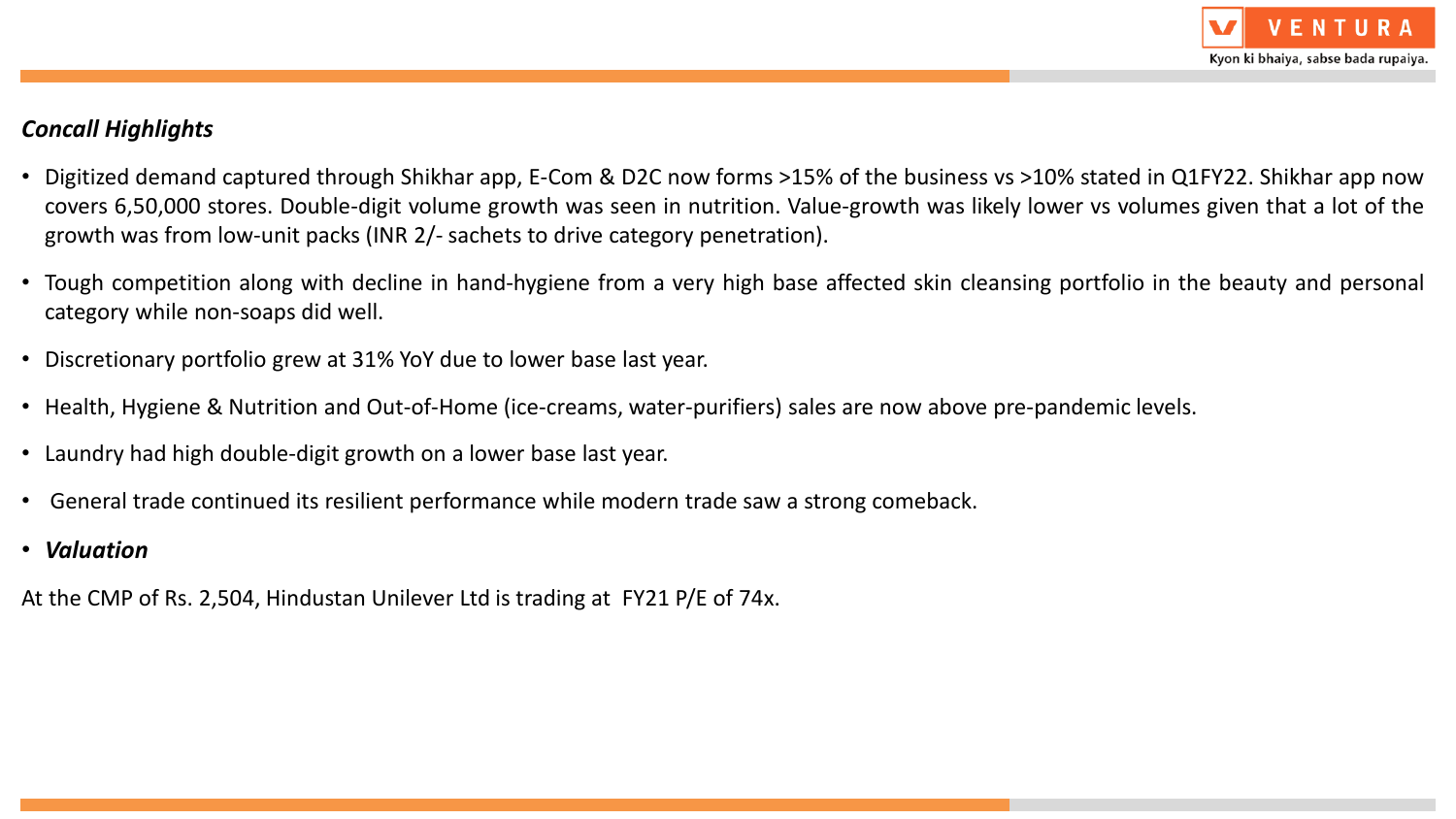***Concall Highlights***

- Digitized demand captured through Shikhar app, E-Com & D2C now forms >15% of the business vs >10% stated in Q1FY22. Shikhar app now covers 6,50,000 stores. Double-digit volume growth was seen in nutrition. Value-growth was likely lower vs volumes given that a lot of the growth was from low-unit packs (INR 2/- sachets to drive category penetration).
- Tough competition along with decline in hand-hygiene from a very high base affected skin cleansing portfolio in the beauty and personal category while non-soaps did well.
- Discretionary portfolio grew at 31% YoY due to lower base last year.
- Health, Hygiene & Nutrition and Out-of-Home (ice-creams, water-purifiers) sales are now above pre-pandemic levels.
- Laundry had high double-digit growth on a lower base last year.
- General trade continued its resilient performance while modern trade saw a strong comeback.
- ***Valuation***

At the CMP of Rs. 2,504, Hindustan Unilever Ltd is trading at FY21 P/E of 74x.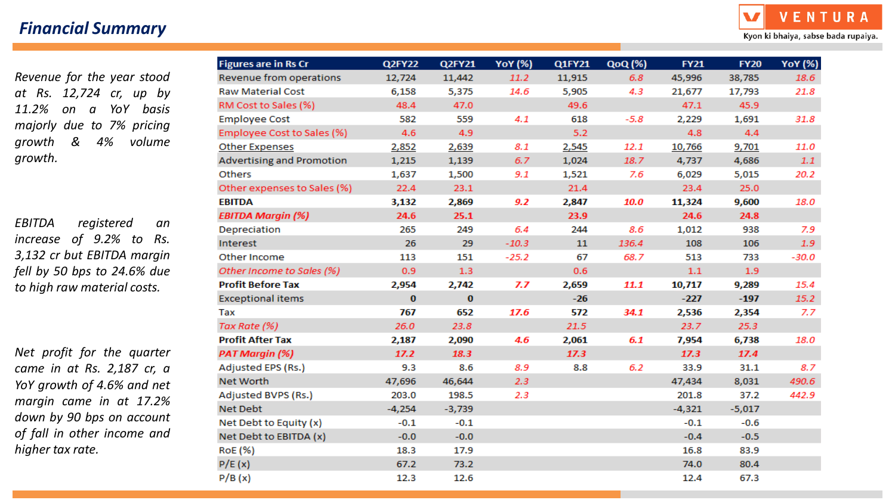# Financial Summary

*Revenue for the year stood at Rs. 12,724 cr, up by 11.2% on a YoY basis majorly due to 7% pricing growth & 4% volume growth.*

*EBITDA registered an increase of 9.2% to Rs. 3,132 cr but EBITDA margin fell by 50 bps to 24.6% due to high raw material costs.*

*Net profit for the quarter came in at Rs. 2,187 cr, a YoY growth of 4.6% and net margin came in at 17.2% down by 90 bps on account of fall in other income and higher tax rate.*

| Figures are in Rs Cr | Q2FY22 | Q2FY21 | YoY (%) | Q1FY21 | QoQ (%) | FY21 | FY20 | YoY (%) |
|---|---|---|---|---|---|---|---|---|
| Revenue from operations | 12,724 | 11,442 | 11.2 | 11,915 | 6.8 | 45,996 | 38,785 | 18.6 |
| Raw Material Cost | 6,158 | 5,375 | 14.6 | 5,905 | 4.3 | 21,677 | 17,793 | 21.8 |
| RM Cost to Sales (%) | 48.4 | 47.0 | | 49.6 | | 47.1 | 45.9 | |
| Employee Cost | 582 | 559 | 4.1 | 618 | -5.8 | 2,229 | 1,691 | 31.8 |
| Employee Cost to Sales (%) | 4.6 | 4.9 | | 5.2 | | 4.8 | 4.4 | |
| Other Expenses | 2,852 | 2,639 | 8.1 | 2,545 | 12.1 | 10,766 | 9,701 | 11.0 |
| Advertising and Promotion | 1,215 | 1,139 | 6.7 | 1,024 | 18.7 | 4,737 | 4,686 | 1.1 |
| Others | 1,637 | 1,500 | 9.1 | 1,521 | 7.6 | 6,029 | 5,015 | 20.2 |
| Other expenses to Sales (%) | 22.4 | 23.1 | | 21.4 | | 23.4 | 25.0 | |
| **EBITDA** | **3,132** | **2,869** | 9.2 | **2,847** | 10.0 | **11,324** | **9,600** | 18.0 |
| ***EBITDA Margin (%)*** | **24.6** | **25.1** | | **23.9** | | **24.6** | **24.8** | |
| Depreciation | 265 | 249 | 6.4 | 244 | 8.6 | 1,012 | 938 | 7.9 |
| Interest | 26 | 29 | -10.3 | 11 | 136.4 | 108 | 106 | 1.9 |
| Other Income | 113 | 151 | -25.2 | 67 | 68.7 | 513 | 733 | -30.0 |
| *Other Income to Sales (%)* | 0.9 | 1.3 | | 0.6 | | 1.1 | 1.9 | |
| **Profit Before Tax** | **2,954** | **2,742** | 7.7 | **2,659** | 11.1 | **10,717** | **9,289** | 15.4 |
| Exceptional items | **0** | **0** | | **-26** | | **-227** | **-197** | 15.2 |
| Tax | **767** | **652** | 17.6 | **572** | 34.1 | **2,536** | **2,354** | 7.7 |
| *Tax Rate (%)* | *26.0* | *23.8* | | *21.5* | | *23.7* | *25.3* | |
| **Profit After Tax** | **2,187** | **2,090** | 4.6 | **2,061** | 6.1 | **7,954** | **6,738** | 18.0 |
| ***PAT Margin (%)*** | ***17.2*** | ***18.3*** | | ***17.3*** | | ***17.3*** | ***17.4*** | |
| Adjusted EPS (Rs.) | 9.3 | 8.6 | 8.9 | 8.8 | 6.2 | 33.9 | 31.1 | 8.7 |
| Net Worth | 47,696 | 46,644 | 2.3 | | | 47,434 | 8,031 | 490.6 |
| Adjusted BVPS (Rs.) | 203.0 | 198.5 | 2.3 | | | 201.8 | 37.2 | 442.9 |
| Net Debt | -4,254 | -3,739 | | | | -4,321 | -5,017 | |
| Net Debt to Equity (x) | -0.1 | -0.1 | | | | -0.1 | -0.6 | |
| Net Debt to EBITDA (x) | -0.0 | -0.0 | | | | -0.4 | -0.5 | |
| RoE (%) | 18.3 | 17.9 | | | | 16.8 | 83.9 | |
| P/E (x) | 67.2 | 73.2 | | | | 74.0 | 80.4 | |
| P/B (x) | 12.3 | 12.6 | | | | 12.4 | 67.3 | |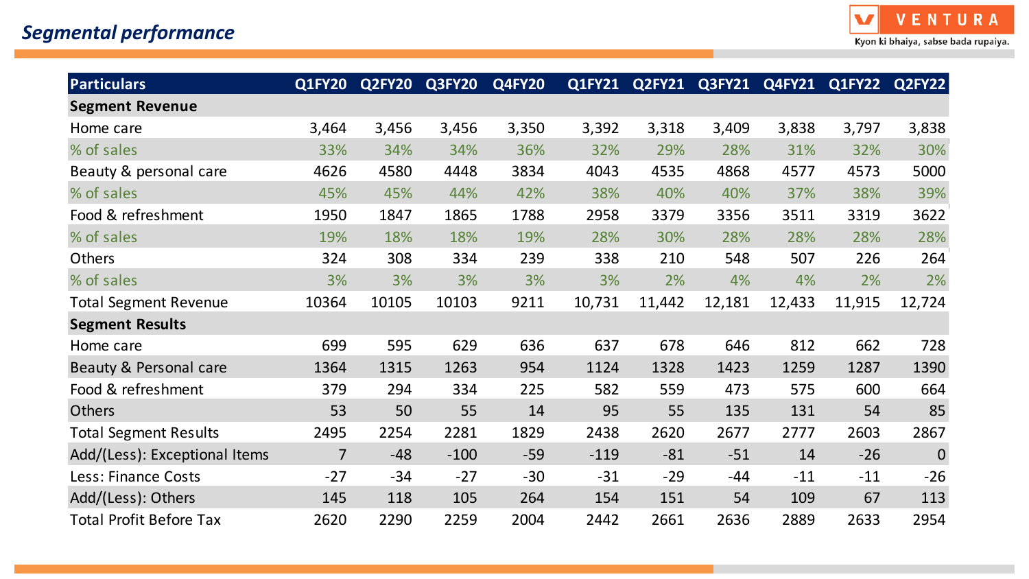## *Segmental performance*

| Particulars | Q1FY20 | Q2FY20 | Q3FY20 | Q4FY20 | Q1FY21 | Q2FY21 | Q3FY21 | Q4FY21 | Q1FY22 | Q2FY22 |
|---|---|---|---|---|---|---|---|---|---|---|
| **Segment Revenue** | | | | | | | | | | |
| Home care | 3,464 | 3,456 | 3,456 | 3,350 | 3,392 | 3,318 | 3,409 | 3,838 | 3,797 | 3,838 |
| % of sales | 33% | 34% | 34% | 36% | 32% | 29% | 28% | 31% | 32% | 30% |
| Beauty & personal care | 4626 | 4580 | 4448 | 3834 | 4043 | 4535 | 4868 | 4577 | 4573 | 5000 |
| % of sales | 45% | 45% | 44% | 42% | 38% | 40% | 40% | 37% | 38% | 39% |
| Food & refreshment | 1950 | 1847 | 1865 | 1788 | 2958 | 3379 | 3356 | 3511 | 3319 | 3622 |
| % of sales | 19% | 18% | 18% | 19% | 28% | 30% | 28% | 28% | 28% | 28% |
| Others | 324 | 308 | 334 | 239 | 338 | 210 | 548 | 507 | 226 | 264 |
| % of sales | 3% | 3% | 3% | 3% | 3% | 2% | 4% | 4% | 2% | 2% |
| Total Segment Revenue | 10364 | 10105 | 10103 | 9211 | 10,731 | 11,442 | 12,181 | 12,433 | 11,915 | 12,724 |
| **Segment Results** | | | | | | | | | | |
| Home care | 699 | 595 | 629 | 636 | 637 | 678 | 646 | 812 | 662 | 728 |
| Beauty & Personal care | 1364 | 1315 | 1263 | 954 | 1124 | 1328 | 1423 | 1259 | 1287 | 1390 |
| Food & refreshment | 379 | 294 | 334 | 225 | 582 | 559 | 473 | 575 | 600 | 664 |
| Others | 53 | 50 | 55 | 14 | 95 | 55 | 135 | 131 | 54 | 85 |
| Total Segment Results | 2495 | 2254 | 2281 | 1829 | 2438 | 2620 | 2677 | 2777 | 2603 | 2867 |
| Add/(Less): Exceptional Items | 7 | -48 | -100 | -59 | -119 | -81 | -51 | 14 | -26 | 0 |
| Less: Finance Costs | -27 | -34 | -27 | -30 | -31 | -29 | -44 | -11 | -11 | -26 |
| Add/(Less): Others | 145 | 118 | 105 | 264 | 154 | 151 | 54 | 109 | 67 | 113 |
| Total Profit Before Tax | 2620 | 2290 | 2259 | 2004 | 2442 | 2661 | 2636 | 2889 | 2633 | 2954 |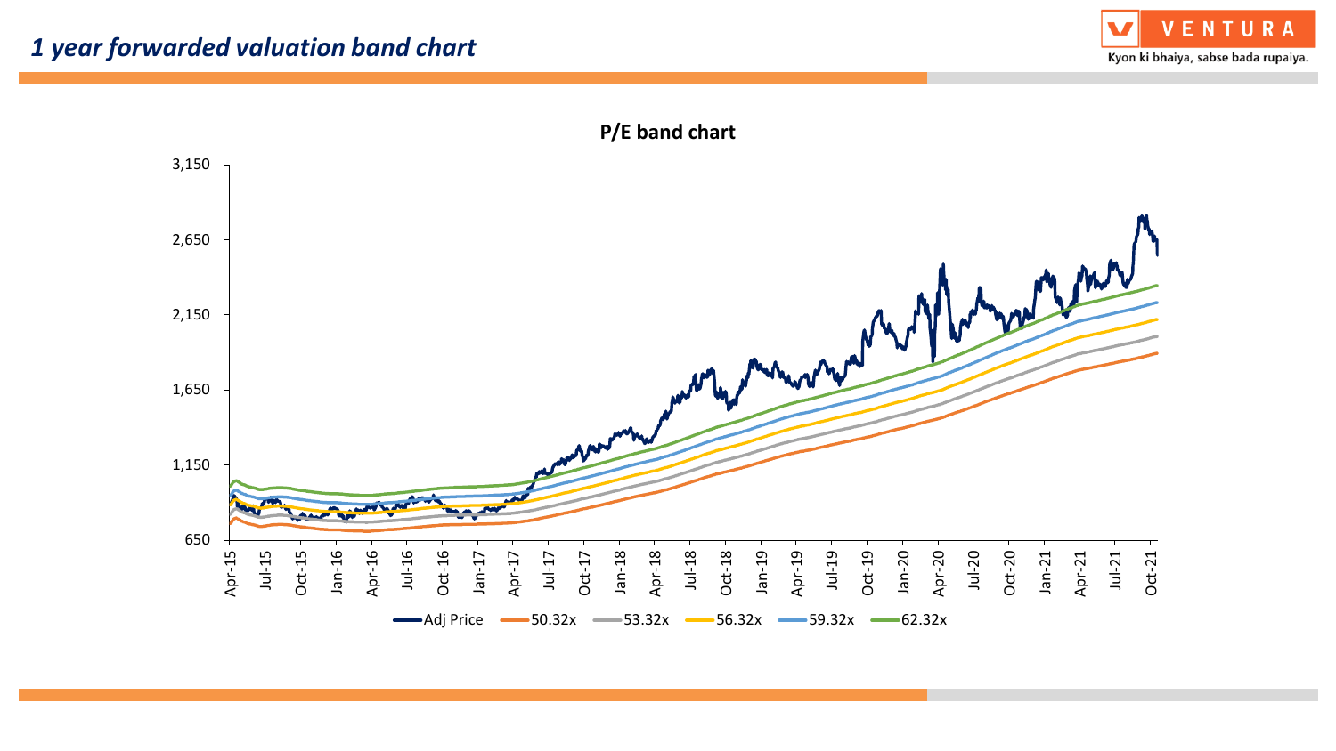## *1 year forwarded valuation band chart*

P/E band chart

3,150
2,650
2,150
1,650
1,150
650

Apr-15
Jul-15
Oct-15
Jan-16
Apr-16
Jul-16
Oct-16
Jan-17
Apr-17
Jul-17
Oct-17
Jan-18
Apr-18
Jul-18
Oct-18
Jan-19
Apr-19
Jul-19
Oct-19
Jan-20
Apr-20
Jul-20
Oct-20
Jan-21
Apr-21
Jul-21
Oct-21

Adj Price
50.32x
53.32x
56.32x
59.32x
62.32x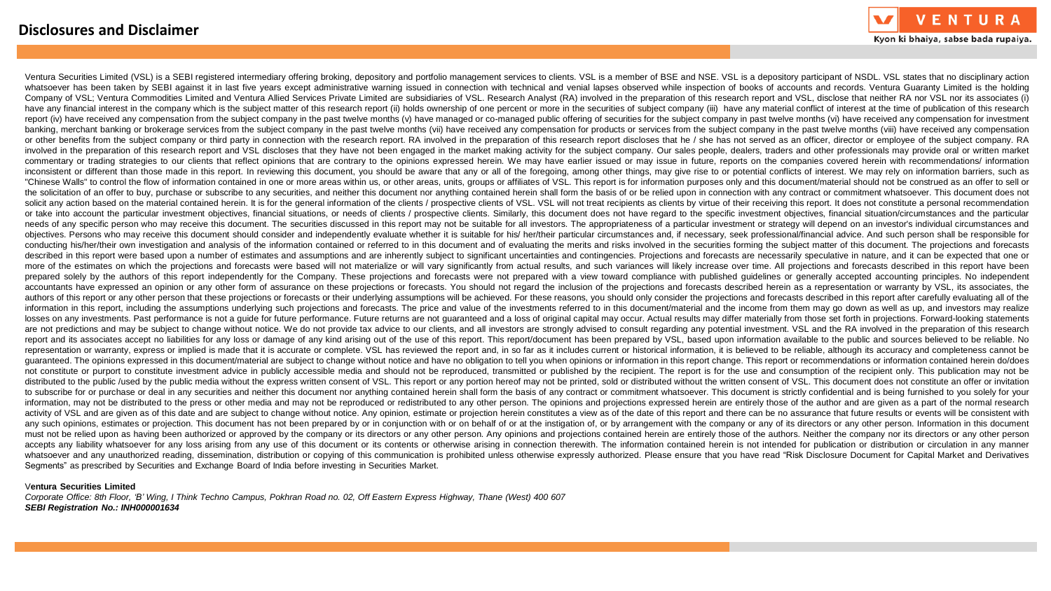## Disclosures and Disclaimer

Ventura Securities Limited (VSL) is a SEBI registered intermediary offering broking, depository and portfolio management services to clients. VSL is a member of BSE and NSE. VSL is a depository participant of NSDL. VSL states that no disciplinary action whatsoever has been taken by SEBI against it in last five years except administrative warning issued in connection with technical and venial lapses observed while inspection of books of accounts and records. Ventura Guaranty Limited is the holding Company of VSL; Ventura Commodities Limited and Ventura Allied Services Private Limited are subsidiaries of VSL. Research Analyst (RA) involved in the preparation of this research report and VSL, disclose that neither RA nor VSL nor its associates (i) have any financial interest in the company which is the subject matter of this research report (ii) holds ownership of one percent or more in the securities of subject company (iii) have any material conflict of interest at the time of publication of this research report (iv) have received any compensation from the subject company in the past twelve months (v) have managed or co-managed public offering of securities for the subject company in past twelve months (vi) have received any compensation for investment banking, merchant banking or brokerage services from the subject company in the past twelve months (vii) have received any compensation for products or services from the subject company in the past twelve months (viii) have received any compensation or other benefits from the subject company or third party in connection with the research report. RA involved in the preparation of this research report discloses that he / she has not served as an officer, director or employee of the subject company. RA involved in the preparation of this research report and VSL discloses that they have not been engaged in the market making activity for the subject company. Our sales people, dealers, traders and other professionals may provide oral or written market commentary or trading strategies to our clients that reflect opinions that are contrary to the opinions expressed herein. We may have earlier issued or may issue in future, reports on the companies covered herein with recommendations/ information inconsistent or different than those made in this report. In reviewing this document, you should be aware that any or all of the foregoing, among other things, may give rise to or potential conflicts of interest. We may rely on information barriers, such as "Chinese Walls" to control the flow of information contained in one or more areas within us, or other areas, units, groups or affiliates of VSL. This report is for information purposes only and this document/material should not be construed as an offer to sell or the solicitation of an offer to buy, purchase or subscribe to any securities, and neither this document nor anything contained herein shall form the basis of or be relied upon in connection with any contract or commitment whatsoever. This document does not solicit any action based on the material contained herein. It is for the general information of the clients / prospective clients of VSL. VSL will not treat recipients as clients by virtue of their receiving this report. It does not constitute a personal recommendation or take into account the particular investment objectives, financial situations, or needs of clients / prospective clients. Similarly, this document does not have regard to the specific investment objectives, financial situation/circumstances and the particular needs of any specific person who may receive this document. The securities discussed in this report may not be suitable for all investors. The appropriateness of a particular investment or strategy will depend on an investor's individual circumstances and objectives. Persons who may receive this document should consider and independently evaluate whether it is suitable for his/ her/their particular circumstances and, if necessary, seek professional/financial advice. And such person shall be responsible for conducting his/her/their own investigation and analysis of the information contained or referred to in this document and of evaluating the merits and risks involved in the securities forming the subject matter of this document. The projections and forecasts described in this report were based upon a number of estimates and assumptions and are inherently subject to significant uncertainties and contingencies. Projections and forecasts are necessarily speculative in nature, and it can be expected that one or more of the estimates on which the projections and forecasts were based will not materialize or will vary significantly from actual results, and such variances will likely increase over time. All projections and forecasts described in this report have been prepared solely by the authors of this report independently for the Company. These projections and forecasts were not prepared with a view toward compliance with published guidelines or generally accepted accounting principles. No independent accountants have expressed an opinion or any other form of assurance on these projections or forecasts. You should not regard the inclusion of the projections and forecasts described herein as a representation or warranty by VSL, its associates, the authors of this report or any other person that these projections or forecasts or their underlying assumptions will be achieved. For these reasons, you should only consider the projections and forecasts described in this report after carefully evaluating all of the information in this report, including the assumptions underlying such projections and forecasts. The price and value of the investments referred to in this document/material and the income from them may go down as well as up, and investors may realize losses on any investments. Past performance is not a guide for future performance. Future returns are not guaranteed and a loss of original capital may occur. Actual results may differ materially from those set forth in projections. Forward-looking statements are not predictions and may be subject to change without notice. We do not provide tax advice to our clients, and all investors are strongly advised to consult regarding any potential investment. VSL and the RA involved in the preparation of this research report and its associates accept no liabilities for any loss or damage of any kind arising out of the use of this report. This report/document has been prepared by VSL, based upon information available to the public and sources believed to be reliable. No representation or warranty, express or implied is made that it is accurate or complete. VSL has reviewed the report and, in so far as it includes current or historical information, it is believed to be reliable, although its accuracy and completeness cannot be guaranteed. The opinions expressed in this document/material are subject to change without notice and have no obligation to tell you when opinions or information in this report change. This report or recommendations or information contained herein do/does not constitute or purport to constitute investment advice in publicly accessible media and should not be reproduced, transmitted or published by the recipient. The report is for the use and consumption of the recipient only. This publication may not be distributed to the public /used by the public media without the express written consent of VSL. This report or any portion hereof may not be printed, sold or distributed without the written consent of VSL. This document does not constitute an offer or invitation to subscribe for or purchase or deal in any securities and neither this document nor anything contained herein shall form the basis of any contract or commitment whatsoever. This document is strictly confidential and is being furnished to you solely for your information, may not be distributed to the press or other media and may not be reproduced or redistributed to any other person. The opinions and projections expressed herein are entirely those of the author and are given as a part of the normal research activity of VSL and are given as of this date and are subject to change without notice. Any opinion, estimate or projection herein constitutes a view as of the date of this report and there can be no assurance that future results or events will be consistent with any such opinions, estimates or projection. This document has not been prepared by or in conjunction with or on behalf of or at the instigation of, or by arrangement with the company or any of its directors or any other person. Information in this document must not be relied upon as having been authorized or approved by the company or its directors or any other person. Any opinions and projections contained herein are entirely those of the authors. Neither the company nor its directors or any other person accepts any liability whatsoever for any loss arising from any use of this document or its contents or otherwise arising in connection therewith. The information contained herein is not intended for publication or distribution or circulation in any manner whatsoever and any unauthorized reading, dissemination, distribution or copying of this communication is prohibited unless otherwise expressly authorized. Please ensure that you have read "Risk Disclosure Document for Capital Market and Derivatives Segments" as prescribed by Securities and Exchange Board of India before investing in Securities Market.

**Ventura Securities Limited**

*Corporate Office: 8th Floor, 'B' Wing, I Think Techno Campus, Pokhran Road no. 02, Off Eastern Express Highway, Thane (West) 400 607*

***SEBI Registration No.: INH000001634***